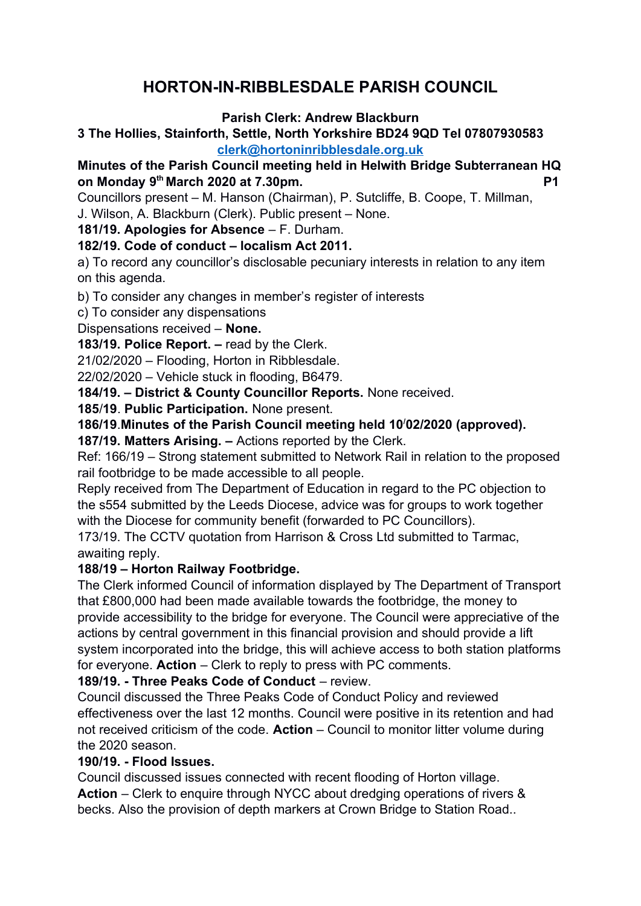# HORTON-IN-RIBBLESDALE PARISH COUNCIL

**Parish Clerk: Andrew Blackburn**

**3 The Hollies, Stainforth, Settle, North Yorkshire BD24 9QD Tel 07807930583**

**clerk@hortoninribblesdale.org.uk**

**Minutes of the Parish Council meeting held in Helwith Bridge Subterranean HQ on Monday 9th March 2020 at 7.30pm.** **P1**

Councillors present – M. Hanson (Chairman), P. Sutcliffe, B. Coope, T. Millman, J. Wilson, A. Blackburn (Clerk). Public present – None.

**181/19. Apologies for Absence** – F. Durham.

**182/19. Code of conduct – localism Act 2011.**

a) To record any councillor's disclosable pecuniary interests in relation to any item on this agenda.

b) To consider any changes in member's register of interests

c) To consider any dispensations

Dispensations received – **None.**

**183/19. Police Report. –** read by the Clerk.

21/02/2020 – Flooding, Horton in Ribblesdale.

22/02/2020 – Vehicle stuck in flooding, B6479.

**184/19. – District & County Councillor Reports.** None received.

**185/19**. **Public Participation.** None present.

**186/19**.**Minutes of the Parish Council meeting held 10/02/2020 (approved).**

**187/19. Matters Arising. –** Actions reported by the Clerk.

Ref: 166/19 – Strong statement submitted to Network Rail in relation to the proposed rail footbridge to be made accessible to all people.

Reply received from The Department of Education in regard to the PC objection to the s554 submitted by the Leeds Diocese, advice was for groups to work together with the Diocese for community benefit (forwarded to PC Councillors).

173/19. The CCTV quotation from Harrison & Cross Ltd submitted to Tarmac, awaiting reply.

**188/19 – Horton Railway Footbridge.**

The Clerk informed Council of information displayed by The Department of Transport that £800,000 had been made available towards the footbridge, the money to provide accessibility to the bridge for everyone. The Council were appreciative of the actions by central government in this financial provision and should provide a lift system incorporated into the bridge, this will achieve access to both station platforms for everyone. **Action** – Clerk to reply to press with PC comments.

**189/19. - Three Peaks Code of Conduct** – review.

Council discussed the Three Peaks Code of Conduct Policy and reviewed effectiveness over the last 12 months. Council were positive in its retention and had not received criticism of the code. **Action** – Council to monitor litter volume during the 2020 season.

**190/19. - Flood Issues.**

Council discussed issues connected with recent flooding of Horton village.

**Action** – Clerk to enquire through NYCC about dredging operations of rivers & becks. Also the provision of depth markers at Crown Bridge to Station Road..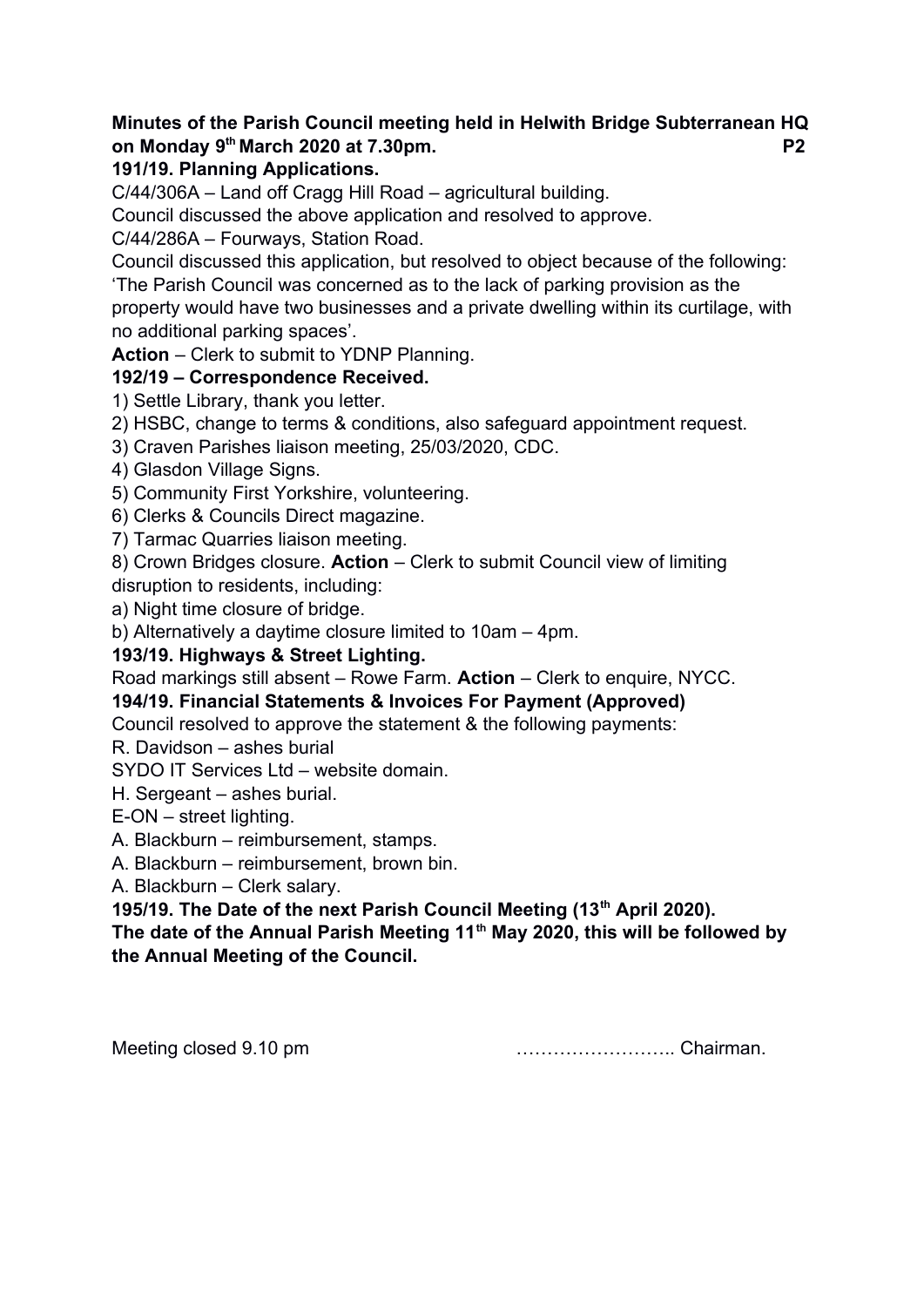**Minutes of the Parish Council meeting held in Helwith Bridge Subterranean HQ on Monday 9th March 2020 at 7.30pm.**

**191/19. Planning Applications.**

C/44/306A – Land off Cragg Hill Road – agricultural building.

Council discussed the above application and resolved to approve.

C/44/286A – Fourways, Station Road.

Council discussed this application, but resolved to object because of the following: 'The Parish Council was concerned as to the lack of parking provision as the property would have two businesses and a private dwelling within its curtilage, with no additional parking spaces'.

**Action** – Clerk to submit to YDNP Planning.

**192/19 – Correspondence Received.**

1) Settle Library, thank you letter.
2) HSBC, change to terms & conditions, also safeguard appointment request.
3) Craven Parishes liaison meeting, 25/03/2020, CDC.
4) Glasdon Village Signs.
5) Community First Yorkshire, volunteering.
6) Clerks & Councils Direct magazine.
7) Tarmac Quarries liaison meeting.
8) Crown Bridges closure. **Action** – Clerk to submit Council view of limiting disruption to residents, including:
a) Night time closure of bridge.
b) Alternatively a daytime closure limited to 10am – 4pm.

**193/19. Highways & Street Lighting.**

Road markings still absent – Rowe Farm. **Action** – Clerk to enquire, NYCC.

**194/19. Financial Statements & Invoices For Payment (Approved)**

Council resolved to approve the statement & the following payments:

R. Davidson – ashes burial
SYDO IT Services Ltd – website domain.
H. Sergeant – ashes burial.
E-ON – street lighting.
A. Blackburn – reimbursement, stamps.
A. Blackburn – reimbursement, brown bin.
A. Blackburn – Clerk salary.

**195/19. The Date of the next Parish Council Meeting (13th April 2020).**
**The date of the Annual Parish Meeting 11th May 2020, this will be followed by the Annual Meeting of the Council.**

Meeting closed 9.10 pm …………………….. Chairman.